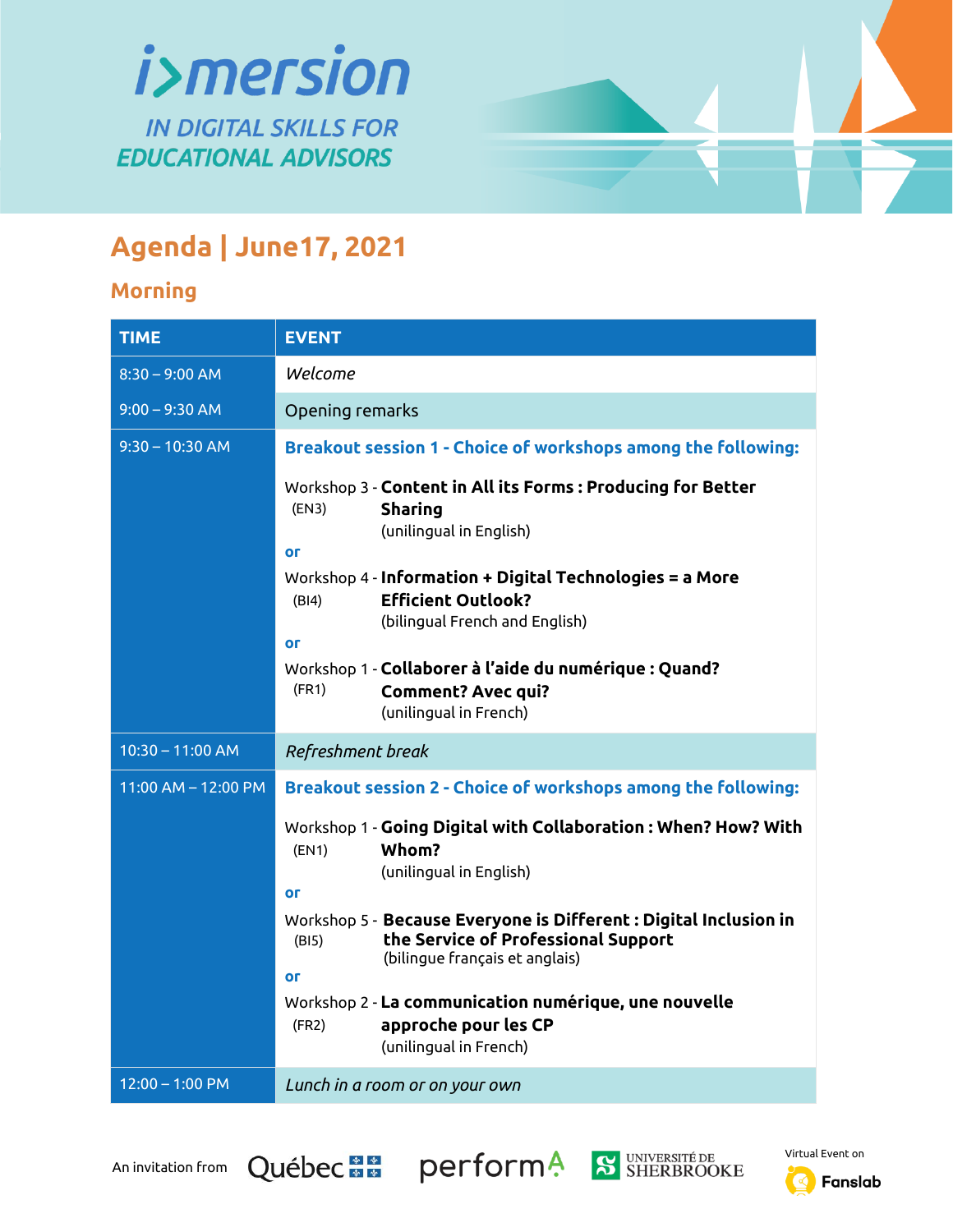# i>mersion

## IN DIGITAL SKILLS FOR EDUCATIONAL ADVISORS

## Agenda | June17, 2021

### Morning

| TIME | EVENT |
|---|---|
| 8:30 – 9:00 AM | *Welcome* |
| 9:00 – 9:30 AM | Opening remarks |
| 9:30 – 10:30 AM | **Breakout session 1 - Choice of workshops among the following:**<br><br>Workshop 3 - **Content in All its Forms : Producing for Better Sharing**<br>(EN3) (unilingual in English)<br><br>**or**<br><br>Workshop 4 - **Information + Digital Technologies = a More Efficient Outlook?**<br>(BI4) (bilingual French and English)<br><br>**or**<br><br>Workshop 1 - **Collaborer à l'aide du numérique : Quand? Comment? Avec qui?**<br>(FR1) (unilingual in French) |
| 10:30 – 11:00 AM | *Refreshment break* |
| 11:00 AM – 12:00 PM | **Breakout session 2 - Choice of workshops among the following:**<br><br>Workshop 1 - **Going Digital with Collaboration : When? How? With Whom?**<br>(EN1) (unilingual in English)<br><br>**or**<br><br>Workshop 5 - **Because Everyone is Different : Digital Inclusion in the Service of Professional Support**<br>(BI5) (bilingue français et anglais)<br><br>**or**<br><br>Workshop 2 - **La communication numérique, une nouvelle approche pour les CP**<br>(FR2) (unilingual in French) |
| 12:00 – 1:00 PM | *Lunch in a room or on your own* |

An invitation from Québec, performA, Université de Sherbrooke

Virtual Event on Fanslab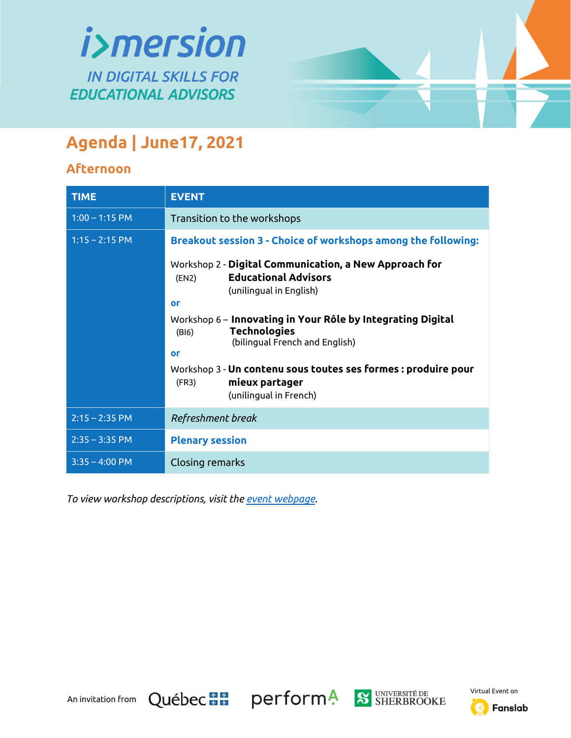# i>mersion

## IN DIGITAL SKILLS FOR EDUCATIONAL ADVISORS

## Agenda | June17, 2021

### Afternoon

| TIME | EVENT |
| --- | --- |
| 1:00 – 1:15 PM | Transition to the workshops |
| 1:15 – 2:15 PM | **Breakout session 3 - Choice of workshops among the following:**<br><br>Workshop 2 - (EN2) **Digital Communication, a New Approach for Educational Advisors** (unilingual in English)<br>**or**<br>Workshop 6 – (BI6) **Innovating in Your Rôle by Integrating Digital Technologies** (bilingual French and English)<br>**or**<br>Workshop 3 - (FR3) **Un contenu sous toutes ses formes : produire pour mieux partager** (unilingual in French) |
| 2:15 – 2:35 PM | *Refreshment break* |
| 2:35 – 3:35 PM | **Plenary session** |
| 3:35 – 4:00 PM | Closing remarks |

*To view workshop descriptions, visit the event webpage.*

An invitation from Québec, performA, Université de Sherbrooke

Virtual Event on Fanslab